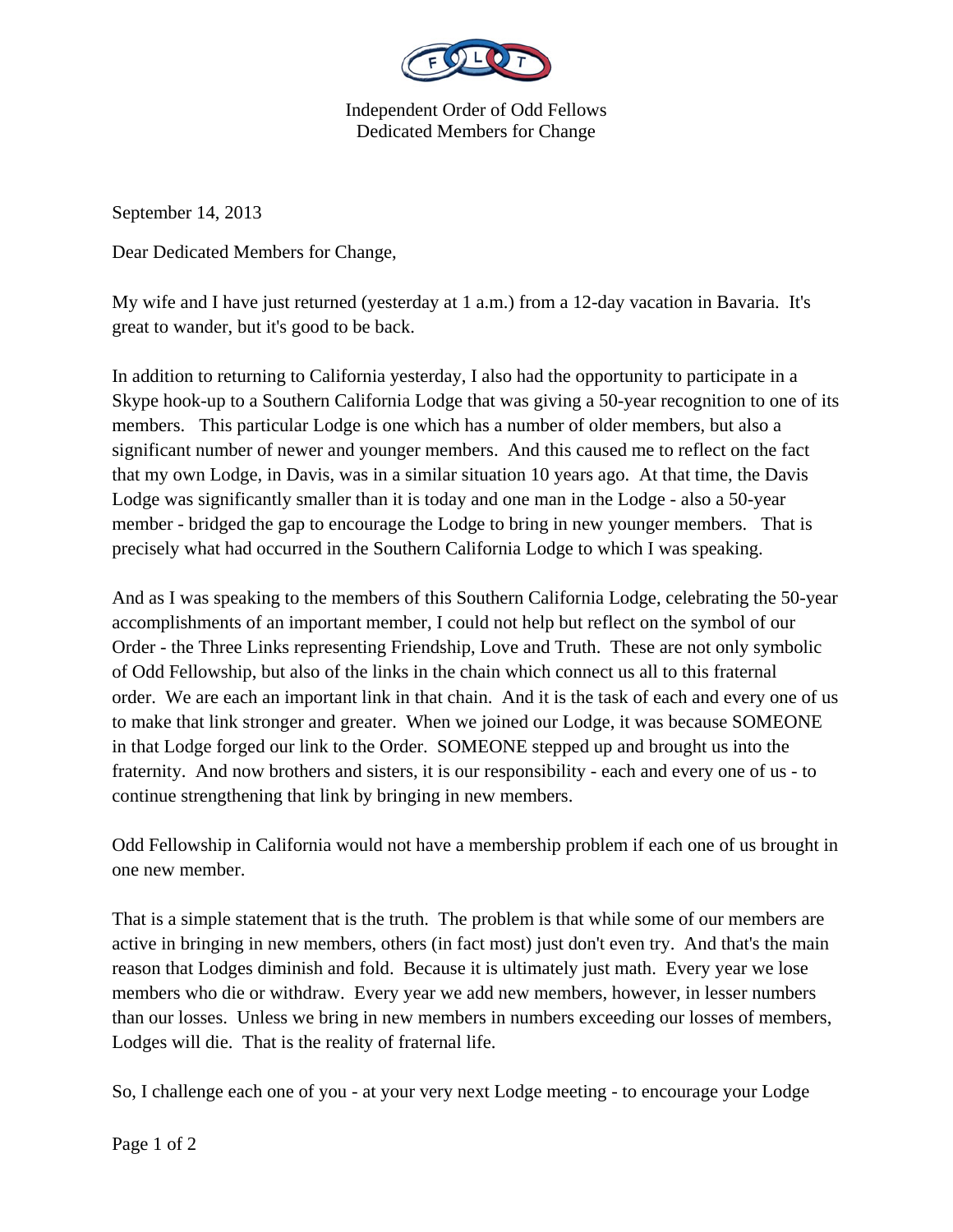Independent Order of Odd Fellows
Dedicated Members for Change

September 14, 2013

Dear Dedicated Members for Change,

My wife and I have just returned (yesterday at 1 a.m.) from a 12-day vacation in Bavaria. It's great to wander, but it's good to be back.

In addition to returning to California yesterday, I also had the opportunity to participate in a Skype hook-up to a Southern California Lodge that was giving a 50-year recognition to one of its members. This particular Lodge is one which has a number of older members, but also a significant number of newer and younger members. And this caused me to reflect on the fact that my own Lodge, in Davis, was in a similar situation 10 years ago. At that time, the Davis Lodge was significantly smaller than it is today and one man in the Lodge - also a 50-year member - bridged the gap to encourage the Lodge to bring in new younger members. That is precisely what had occurred in the Southern California Lodge to which I was speaking.

And as I was speaking to the members of this Southern California Lodge, celebrating the 50-year accomplishments of an important member, I could not help but reflect on the symbol of our Order - the Three Links representing Friendship, Love and Truth. These are not only symbolic of Odd Fellowship, but also of the links in the chain which connect us all to this fraternal order. We are each an important link in that chain. And it is the task of each and every one of us to make that link stronger and greater. When we joined our Lodge, it was because SOMEONE in that Lodge forged our link to the Order. SOMEONE stepped up and brought us into the fraternity. And now brothers and sisters, it is our responsibility - each and every one of us - to continue strengthening that link by bringing in new members.

Odd Fellowship in California would not have a membership problem if each one of us brought in one new member.

That is a simple statement that is the truth. The problem is that while some of our members are active in bringing in new members, others (in fact most) just don't even try. And that's the main reason that Lodges diminish and fold. Because it is ultimately just math. Every year we lose members who die or withdraw. Every year we add new members, however, in lesser numbers than our losses. Unless we bring in new members in numbers exceeding our losses of members, Lodges will die. That is the reality of fraternal life.

So, I challenge each one of you - at your very next Lodge meeting - to encourage your Lodge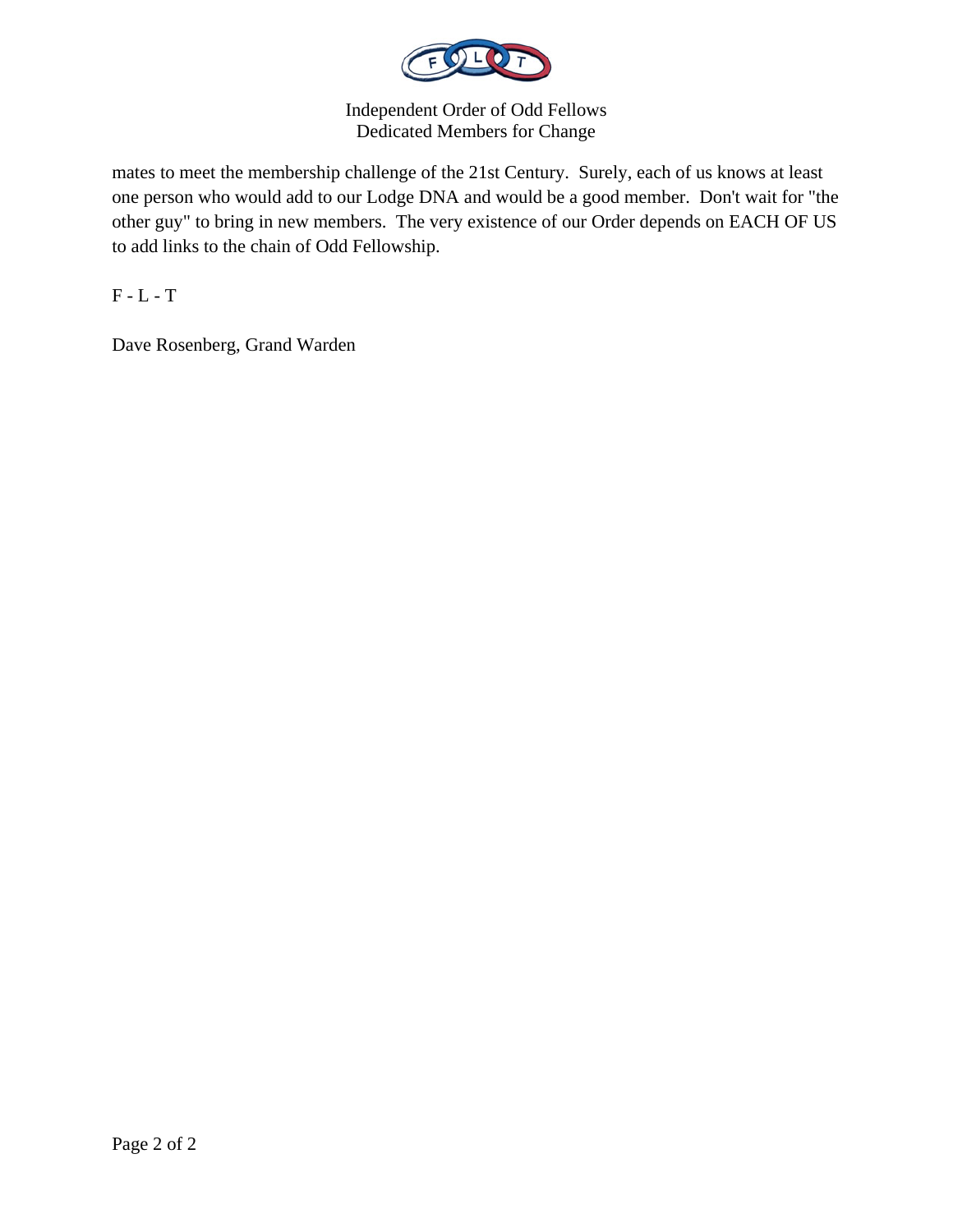mates to meet the membership challenge of the 21st Century. Surely, each of us knows at least one person who would add to our Lodge DNA and would be a good member. Don't wait for "the other guy" to bring in new members. The very existence of our Order depends on EACH OF US to add links to the chain of Odd Fellowship.

F - L - T

Dave Rosenberg, Grand Warden